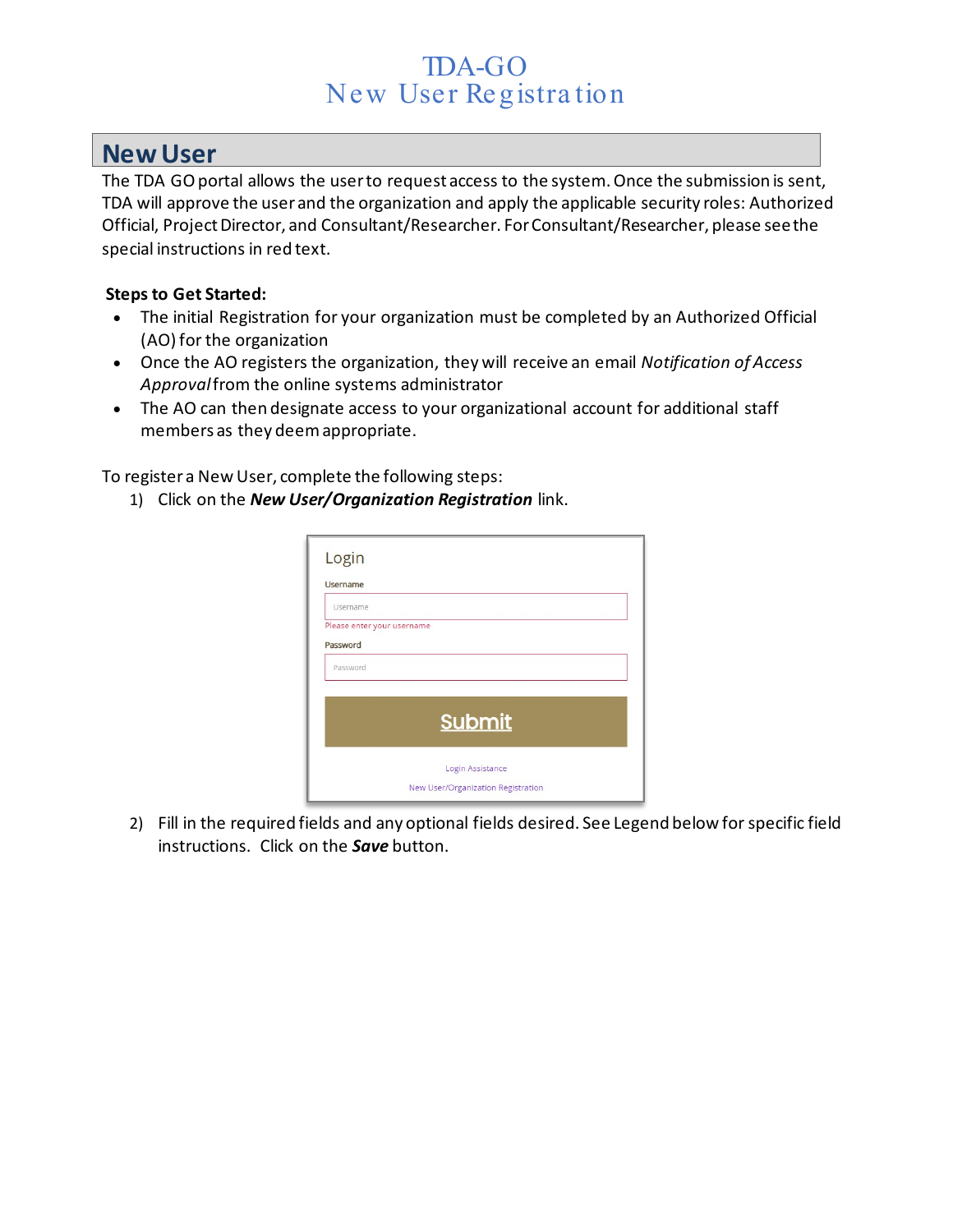# TDA-GO
# New User Registration

## New User

The TDA GO portal allows the user to request access to the system. Once the submission is sent, TDA will approve the user and the organization and apply the applicable security roles: Authorized Official, Project Director, and Consultant/Researcher. For Consultant/Researcher, please see the special instructions in red text.

**Steps to Get Started:**

- The initial Registration for your organization must be completed by an Authorized Official (AO) for the organization
- Once the AO registers the organization, they will receive an email *Notification of Access Approval* from the online systems administrator
- The AO can then designate access to your organizational account for additional staff members as they deem appropriate.

To register a New User, complete the following steps:

1) Click on the ***New User/Organization Registration*** link.

Login

Username

Username

Please enter your username

Password

Password

Submit

Login Assistance

New User/Organization Registration

2) Fill in the required fields and any optional fields desired. See Legend below for specific field instructions. Click on the ***Save*** button.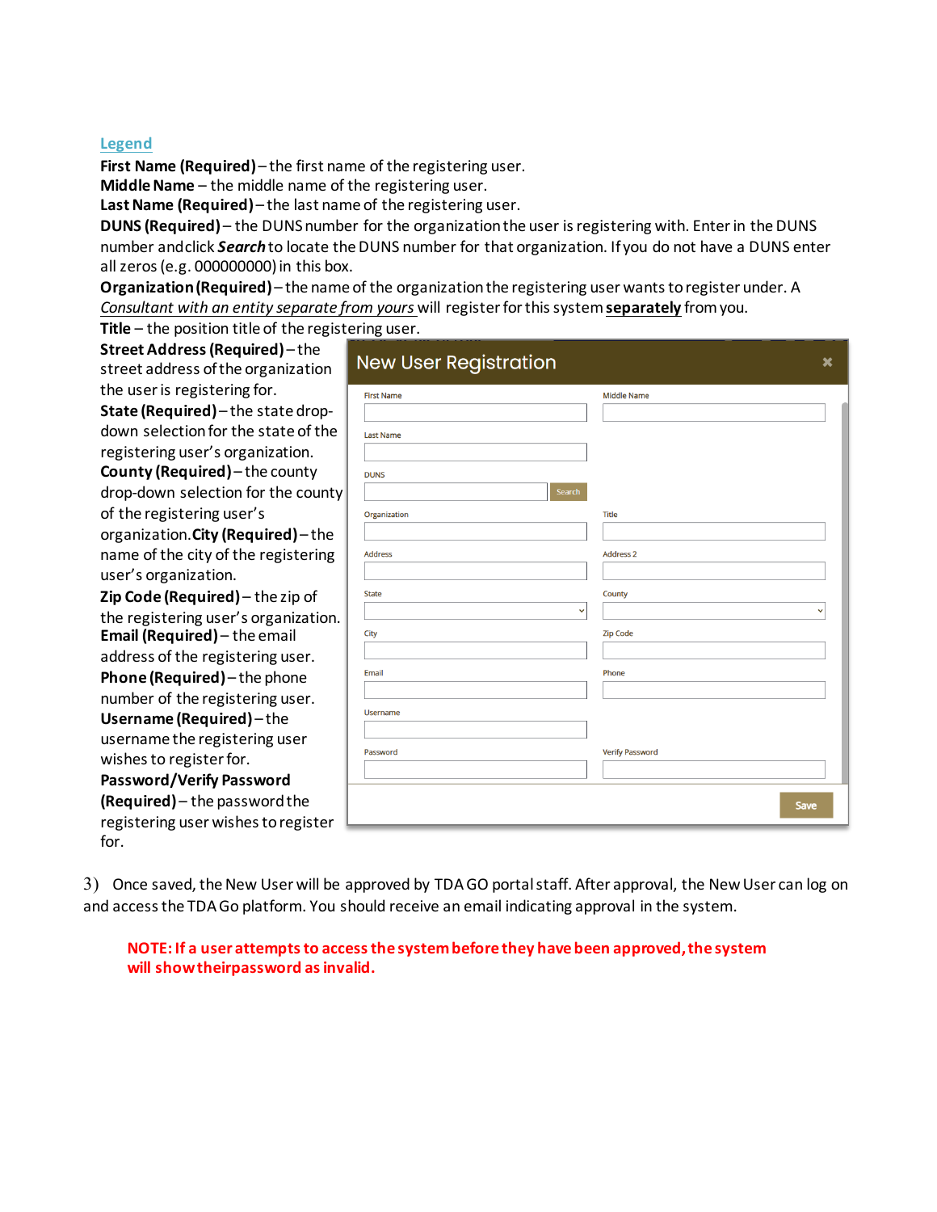## Legend

**First Name (Required)** – the first name of the registering user.
**Middle Name** – the middle name of the registering user.
**Last Name (Required)** – the last name of the registering user.
**DUNS (Required)** – the DUNS number for the organization the user is registering with. Enter in the DUNS number and click ***Search*** to locate the DUNS number for that organization. If you do not have a DUNS enter all zeros (e.g. 000000000) in this box.
**Organization (Required)** – the name of the organization the registering user wants to register under. A *Consultant with an entity separate from yours* will register for this system **separately** from you.
**Title** – the position title of the registering user.
**Street Address (Required)** – the street address of the organization the user is registering for.
**State (Required)** – the state drop-down selection for the state of the registering user's organization.
**County (Required)** – the county drop-down selection for the county of the registering user's organization.
**City (Required)** – the name of the city of the registering user's organization.
**Zip Code (Required)** – the zip of the registering user's organization.
**Email (Required)** – the email address of the registering user.
**Phone (Required)** – the phone number of the registering user.
**Username (Required)** – the username the registering user wishes to register for.
**Password/Verify Password (Required)** – the password the registering user wishes to register for.

**New User Registration**

First Name | Middle Name
Last Name
DUNS [Search]
Organization | Title
Address | Address 2
State | County
City | Zip Code
Email | Phone
Username
Password | Verify Password
[Save]

3) Once saved, the New User will be approved by TDA GO portal staff. After approval, the New User can log on and access the TDA Go platform. You should receive an email indicating approval in the system.

**NOTE: If a user attempts to access the system before they have been approved, the system will show their password as invalid.**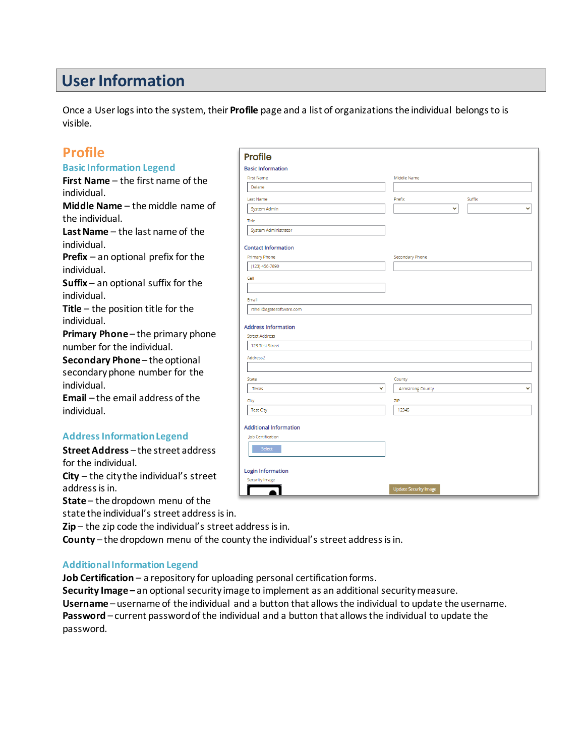# User Information

Once a User logs into the system, their **Profile** page and a list of organizations the individual belongs to is visible.

## Profile

### Basic Information Legend

**First Name** – the first name of the individual.
**Middle Name** – the middle name of the individual.
**Last Name** – the last name of the individual.
**Prefix** – an optional prefix for the individual.
**Suffix** – an optional suffix for the individual.
**Title** – the position title for the individual.
**Primary Phone** – the primary phone number for the individual.
**Secondary Phone** – the optional secondary phone number for the individual.
**Email** – the email address of the individual.

### Address Information Legend

**Street Address** – the street address for the individual.
**City** – the city the individual's street address is in.
**State** – the dropdown menu of the state the individual's street address is in.
**Zip** – the zip code the individual's street address is in.
**County** – the dropdown menu of the county the individual's street address is in.

### Additional Information Legend

**Job Certification** – a repository for uploading personal certification forms.
**Security Image** – an optional security image to implement as an additional security measure.
**Username** – username of the individual and a button that allows the individual to update the username.
**Password** – current password of the individual and a button that allows the individual to update the password.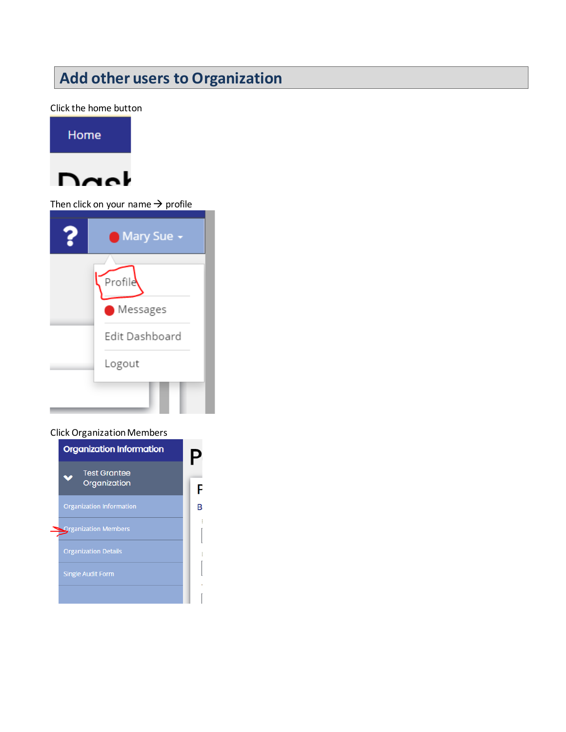## Add other users to Organization

Click the home button

Then click on your name → profile

Click Organization Members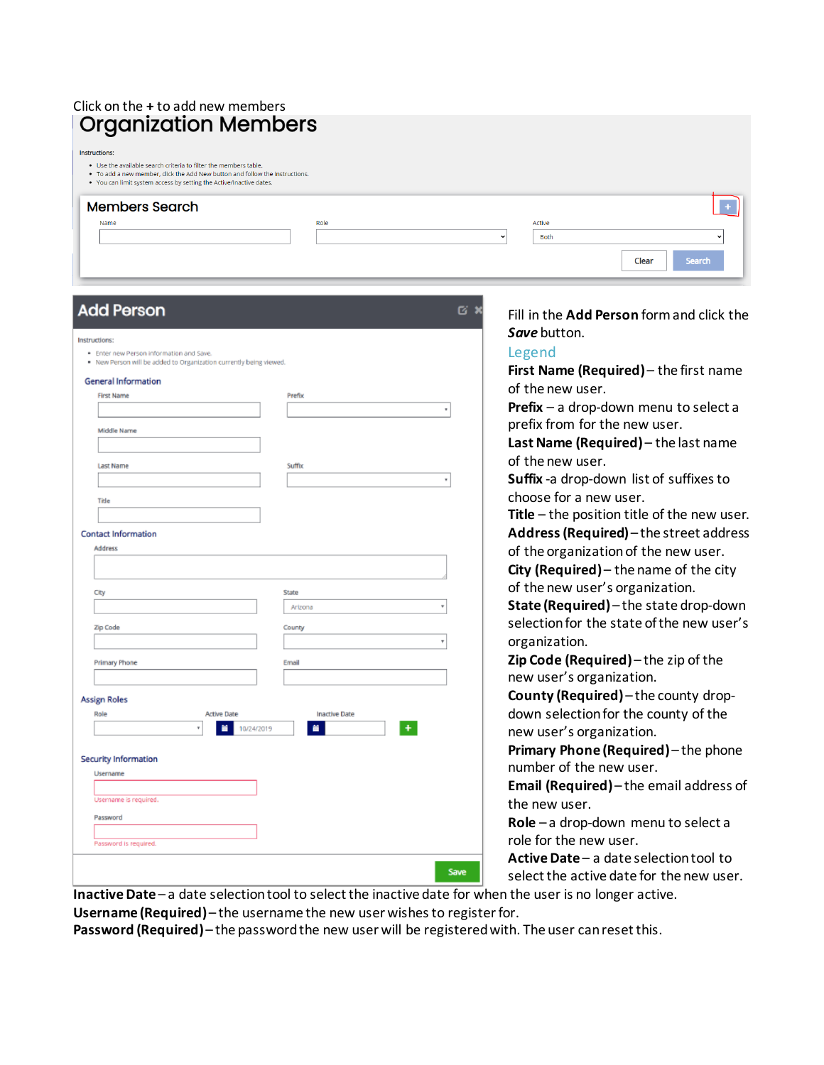Click on the **+** to add new members

# Organization Members

Instructions:

- Use the available search criteria to filter the members table.
- To add a new member, click the Add New button and follow the instructions.
- You can limit system access by setting the Active/Inactive dates.

## Members Search

Name

Role

Active

Both

Clear

Search

## Add Person

Instructions:

- Enter new Person information and Save.
- New Person will be added to Organization currently being viewed.

General Information

First Name

Prefix

Middle Name

Last Name

Suffix

Title

Contact Information

Address

City

State

Arizona

Zip Code

County

Primary Phone

Email

Assign Roles

Role

Active Date

10/24/2019

Inactive Date

Security Information

Username

Username is required.

Password

Password is required.

Save

Fill in the **Add Person** form and click the ***Save*** button.

Legend

**First Name (Required)** – the first name of the new user.

**Prefix** – a drop-down menu to select a prefix from for the new user.

**Last Name (Required)** – the last name of the new user.

**Suffix** -a drop-down list of suffixes to choose for a new user.

**Title** – the position title of the new user.

**Address (Required)** – the street address of the organization of the new user.

**City (Required)** – the name of the city of the new user's organization.

**State (Required)** – the state drop-down selection for the state of the new user's organization.

**Zip Code (Required)** – the zip of the new user's organization.

**County (Required)** – the county drop-down selection for the county of the new user's organization.

**Primary Phone (Required)** – the phone number of the new user.

**Email (Required)** – the email address of the new user.

**Role** – a drop-down menu to select a role for the new user.

**Active Date** – a date selection tool to select the active date for the new user.

**Inactive Date** – a date selection tool to select the inactive date for when the user is no longer active.

**Username (Required)** – the username the new user wishes to register for.

**Password (Required)** – the password the new user will be registered with. The user can reset this.